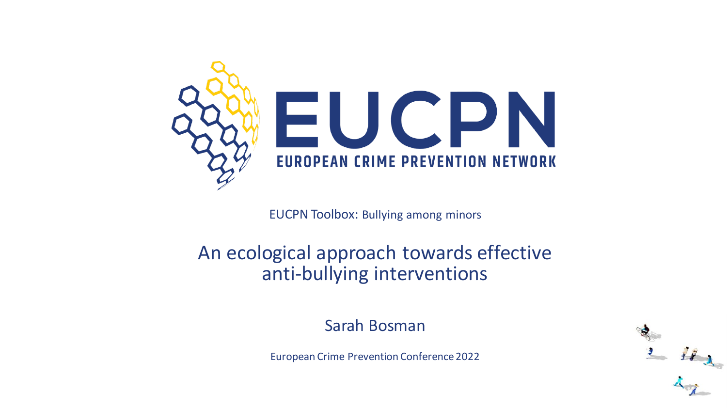# EUCPN

EUROPEAN CRIME PREVENTION NETWORK

EUCPN Toolbox: Bullying among minors

## An ecological approach towards effective anti-bullying interventions

Sarah Bosman

European Crime Prevention Conference 2022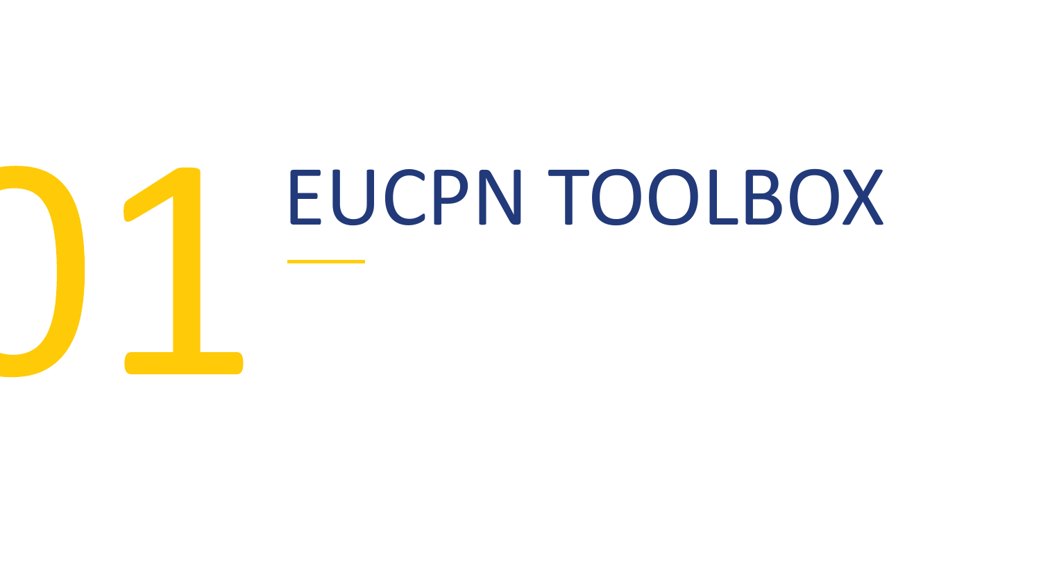# 01 EUCPN TOOLBOX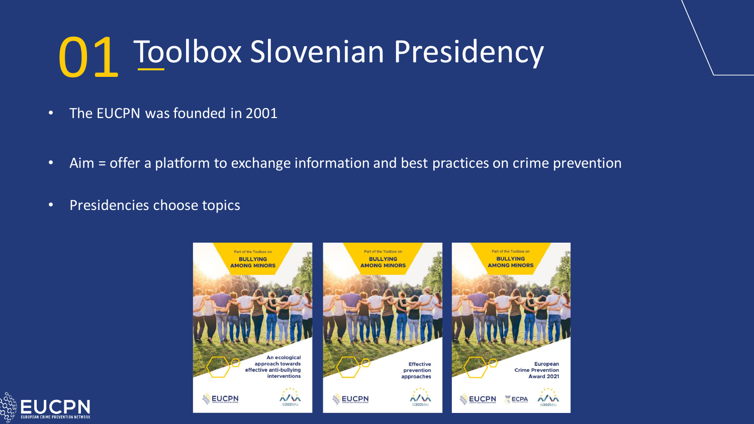# 01 Toolbox Slovenian Presidency

- The EUCPN was founded in 2001
- Aim = offer a platform to exchange information and best practices on crime prevention
- Presidencies choose topics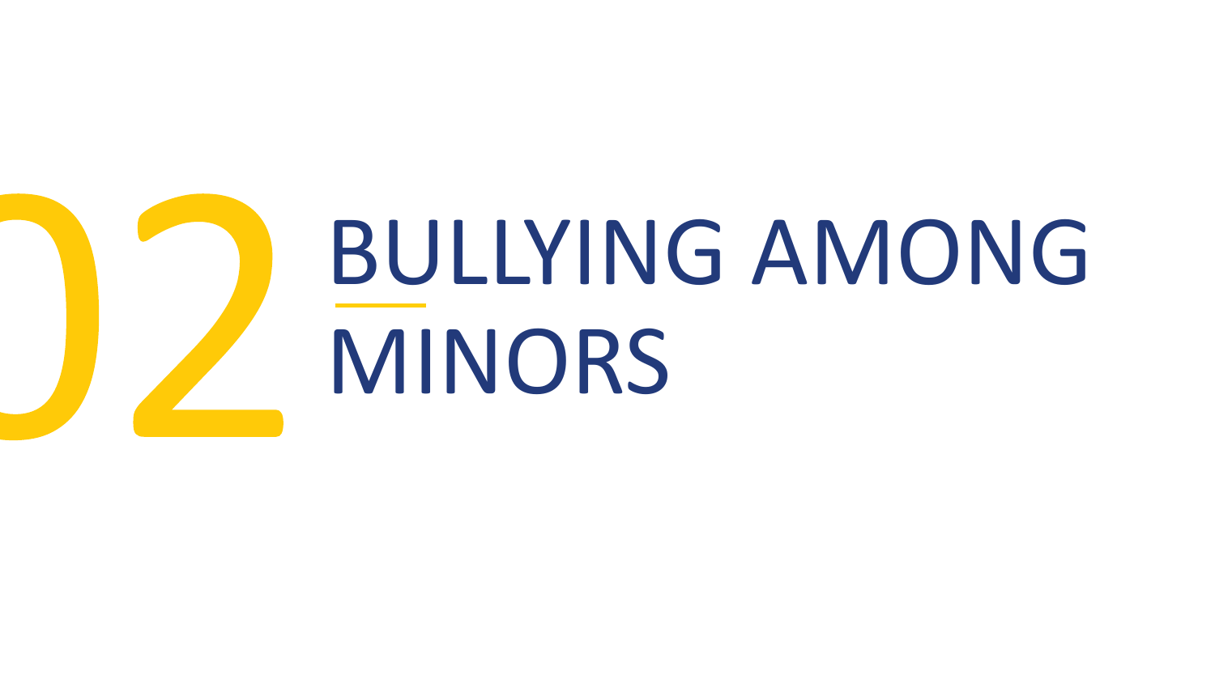# 02 BULLYING AMONG MINORS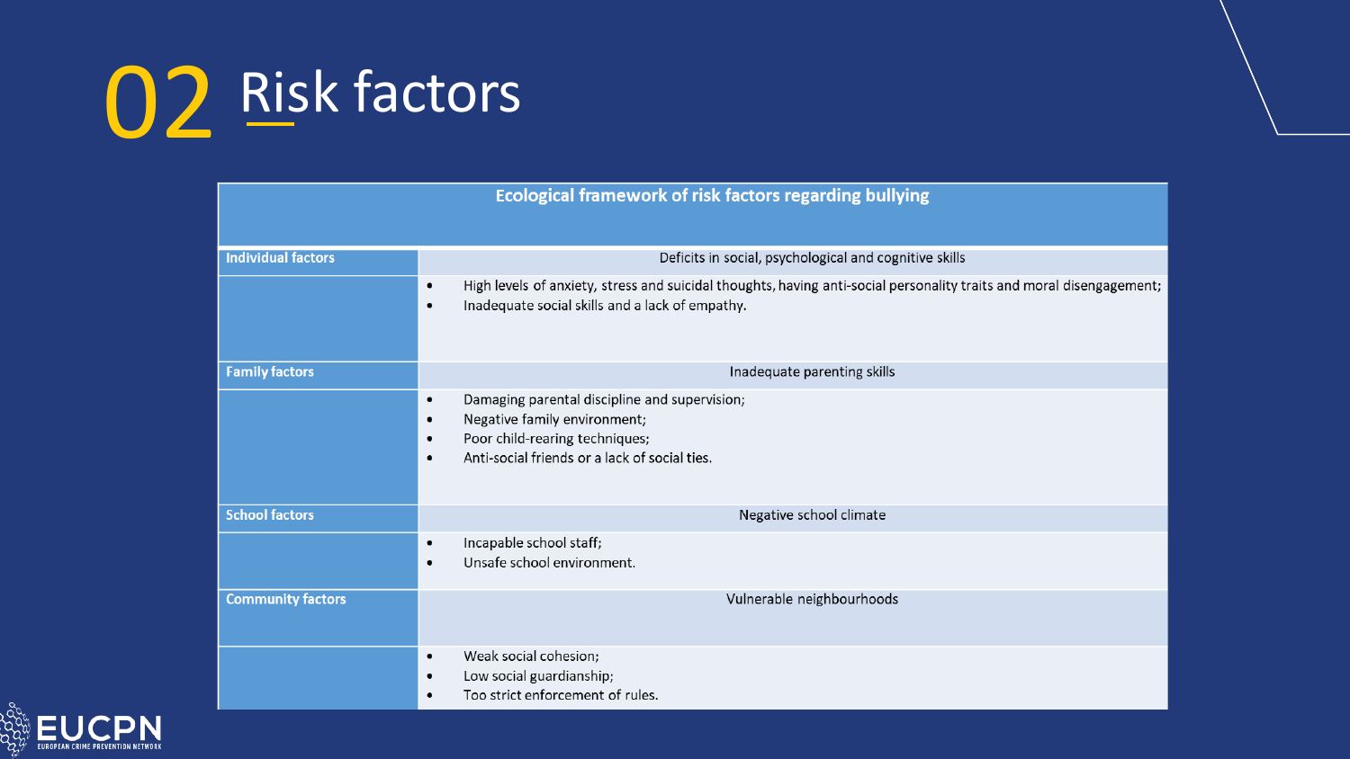# 02 Risk factors

| Ecological framework of risk factors regarding bullying | |
|---|---|
| **Individual factors** | Deficits in social, psychological and cognitive skills |
| | • High levels of anxiety, stress and suicidal thoughts, having anti-social personality traits and moral disengagement;<br>• Inadequate social skills and a lack of empathy. |
| **Family factors** | Inadequate parenting skills |
| | • Damaging parental discipline and supervision;<br>• Negative family environment;<br>• Poor child-rearing techniques;<br>• Anti-social friends or a lack of social ties. |
| **School factors** | Negative school climate |
| | • Incapable school staff;<br>• Unsafe school environment. |
| **Community factors** | Vulnerable neighbourhoods |
| | • Weak social cohesion;<br>• Low social guardianship;<br>• Too strict enforcement of rules. |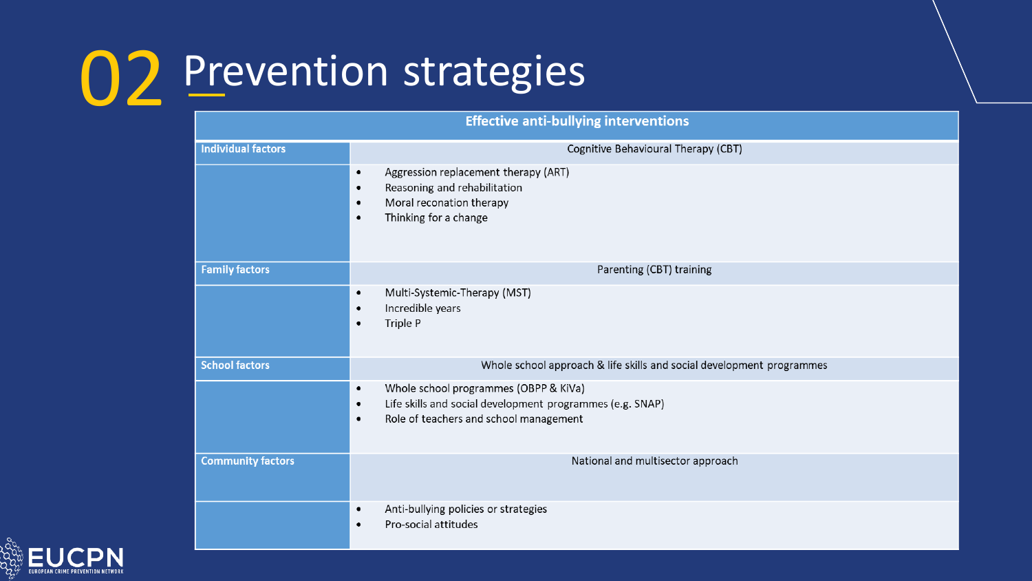# 02 Prevention strategies

| Effective anti-bullying interventions | |
|---|---|
| **Individual factors** | Cognitive Behavioural Therapy (CBT) |
| | • Aggression replacement therapy (ART)<br>• Reasoning and rehabilitation<br>• Moral reconation therapy<br>• Thinking for a change |
| **Family factors** | Parenting (CBT) training |
| | • Multi-Systemic-Therapy (MST)<br>• Incredible years<br>• Triple P |
| **School factors** | Whole school approach & life skills and social development programmes |
| | • Whole school programmes (OBPP & KiVa)<br>• Life skills and social development programmes (e.g. SNAP)<br>• Role of teachers and school management |
| **Community factors** | National and multisector approach |
| | • Anti-bullying policies or strategies<br>• Pro-social attitudes |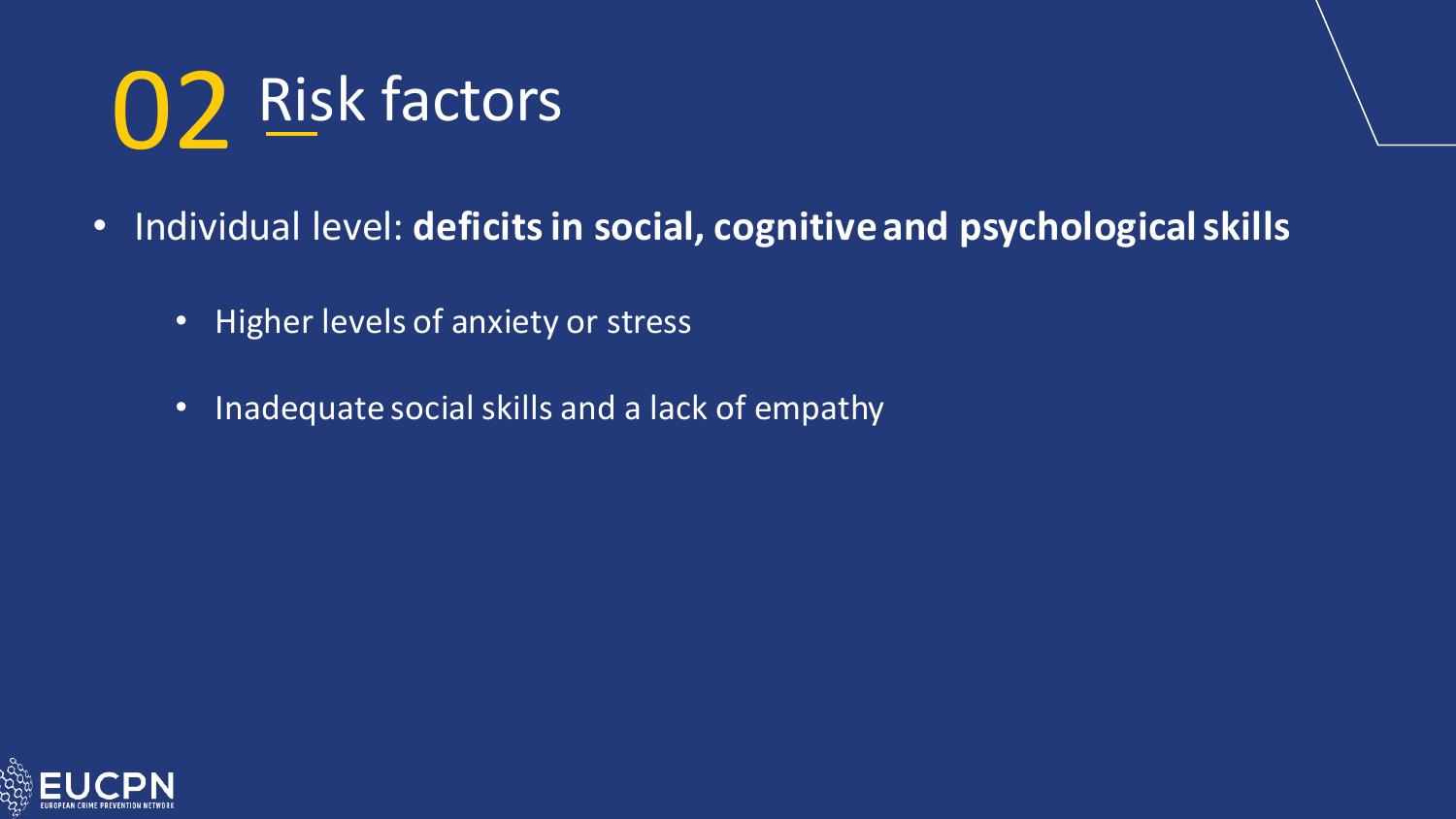# 02 Risk factors

- Individual level: **deficits in social, cognitive and psychological skills**
  - Higher levels of anxiety or stress
  - Inadequate social skills and a lack of empathy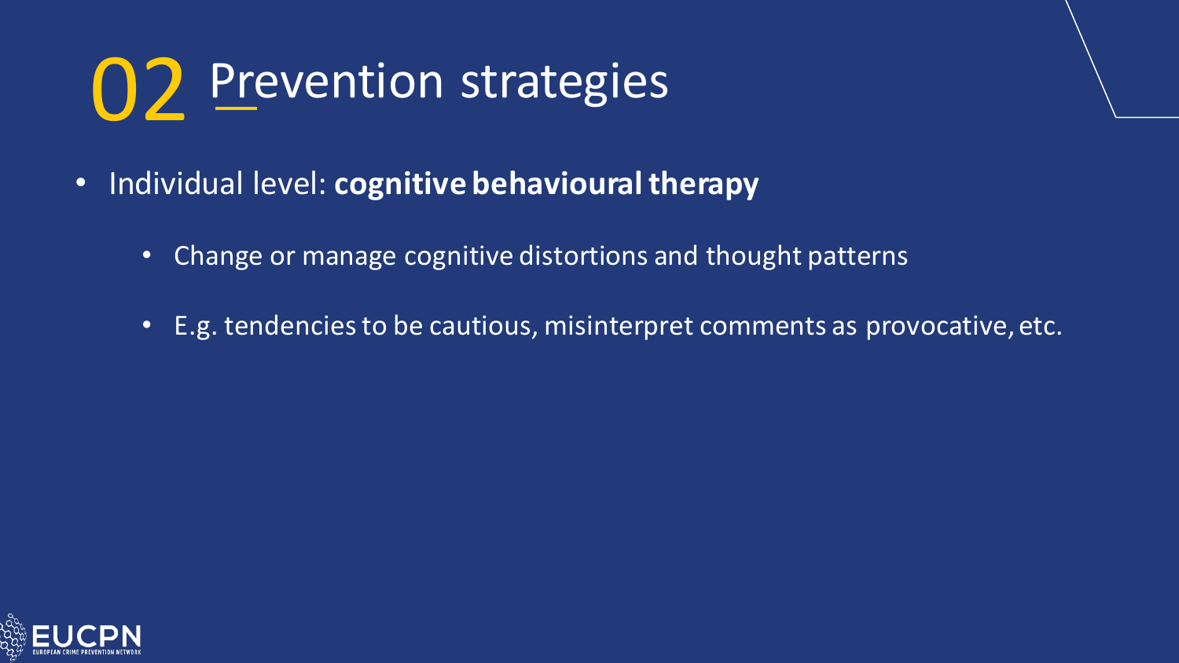# 02 Prevention strategies

- Individual level: **cognitive behavioural therapy**
  - Change or manage cognitive distortions and thought patterns
  - E.g. tendencies to be cautious, misinterpret comments as provocative, etc.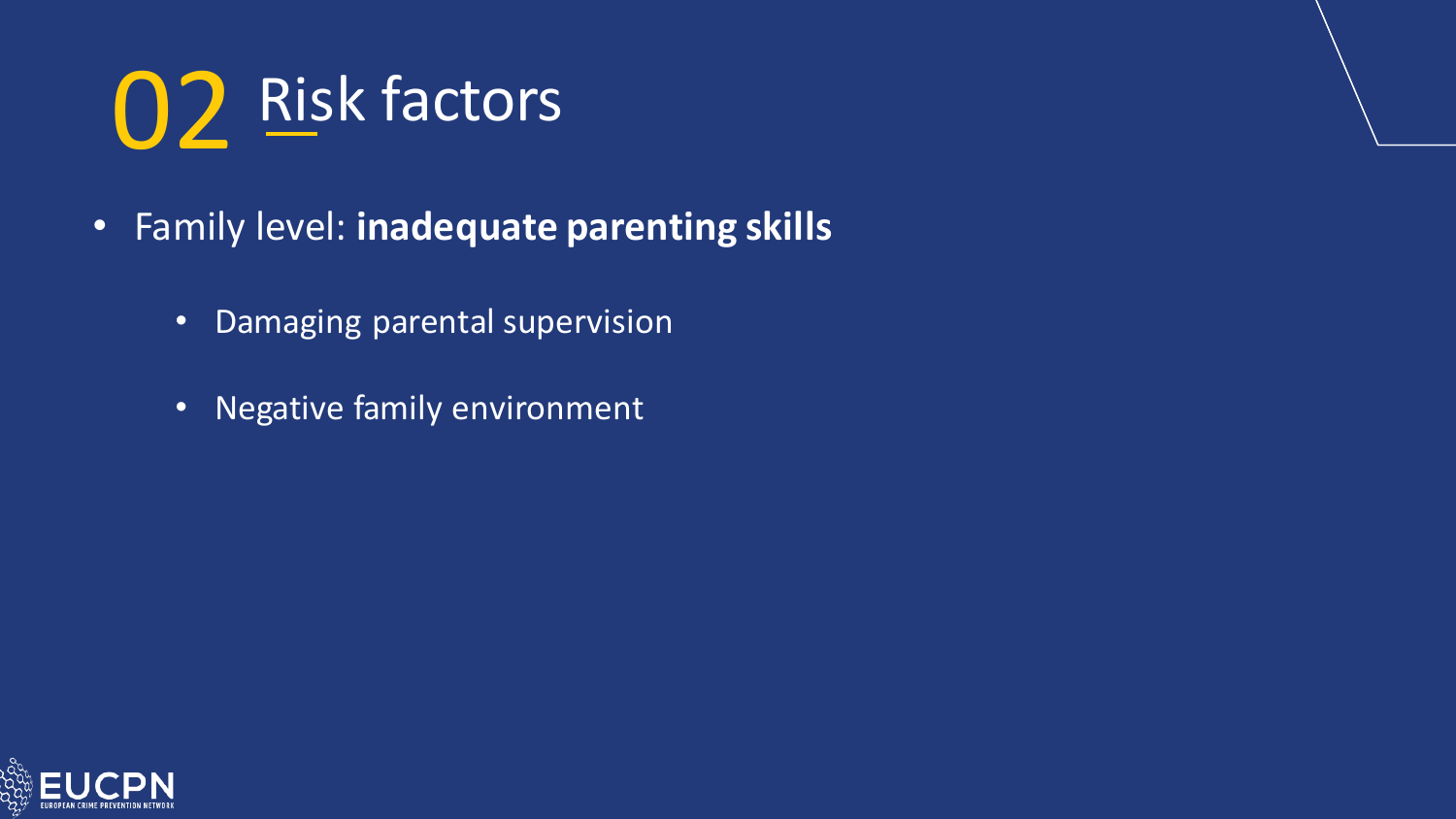# 02 Risk factors

- Family level: **inadequate parenting skills**
    - Damaging parental supervision
    - Negative family environment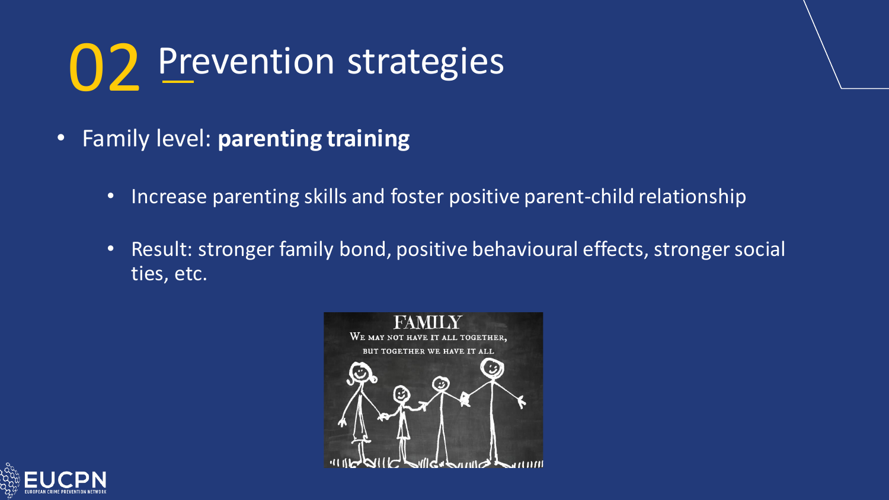# 02 Prevention strategies

- Family level: **parenting training**
  - Increase parenting skills and foster positive parent-child relationship
  - Result: stronger family bond, positive behavioural effects, stronger social ties, etc.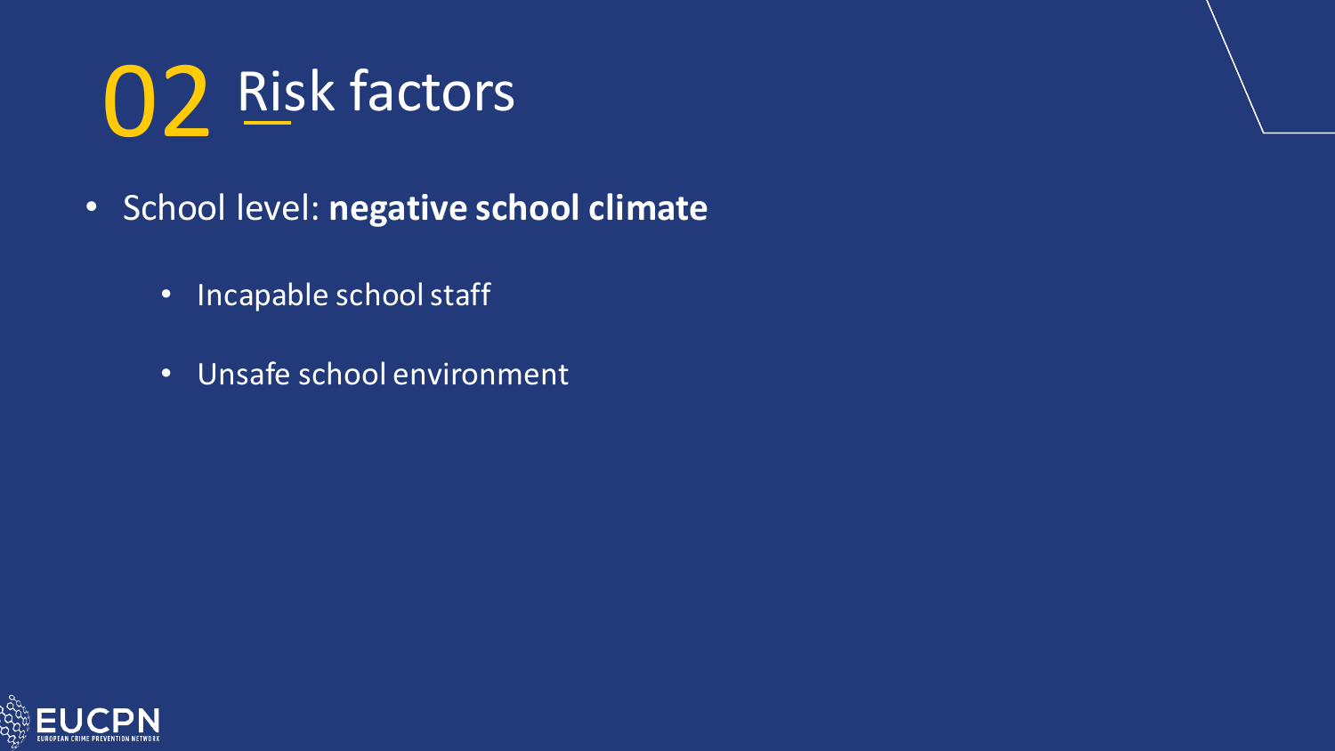# 02 Risk factors

- School level: **negative school climate**
  - Incapable school staff
  - Unsafe school environment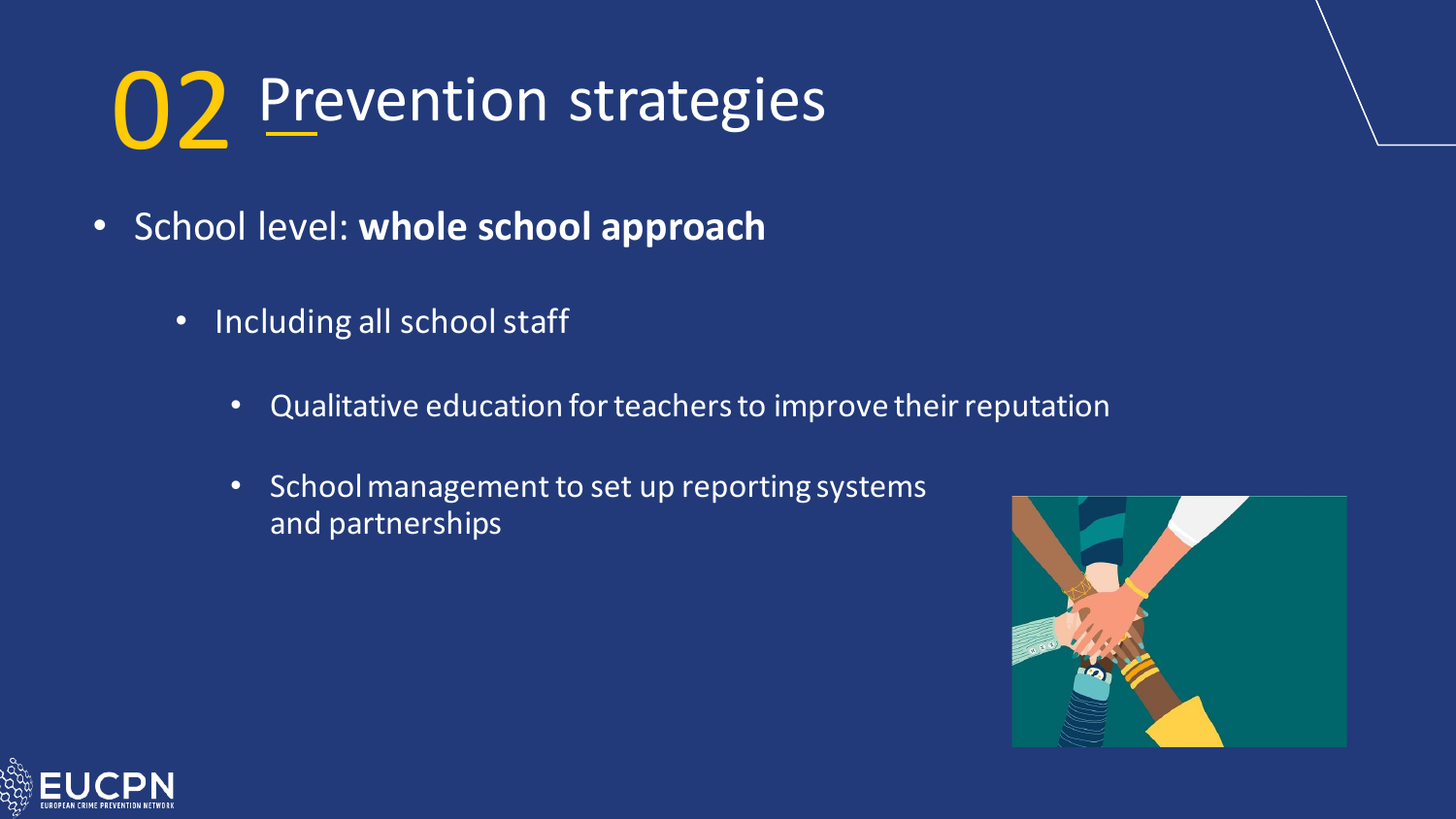# 02 Prevention strategies

- School level: **whole school approach**
  - Including all school staff
    - Qualitative education for teachers to improve their reputation
    - School management to set up reporting systems and partnerships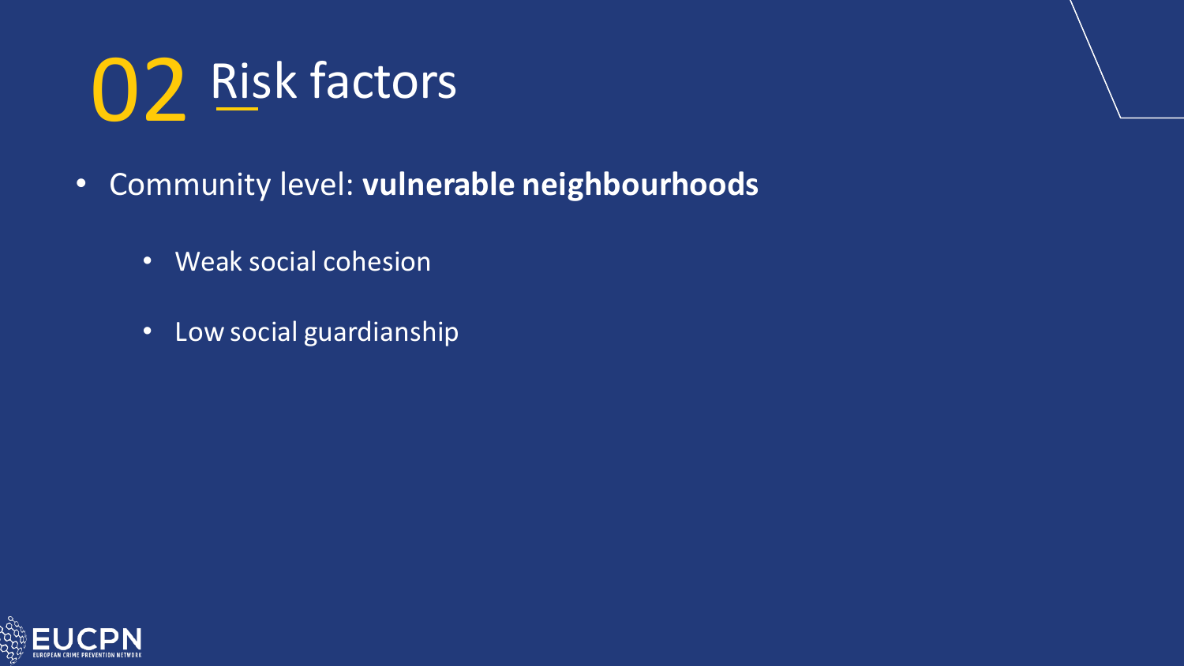# 02 Risk factors

- Community level: **vulnerable neighbourhoods**
  - Weak social cohesion
  - Low social guardianship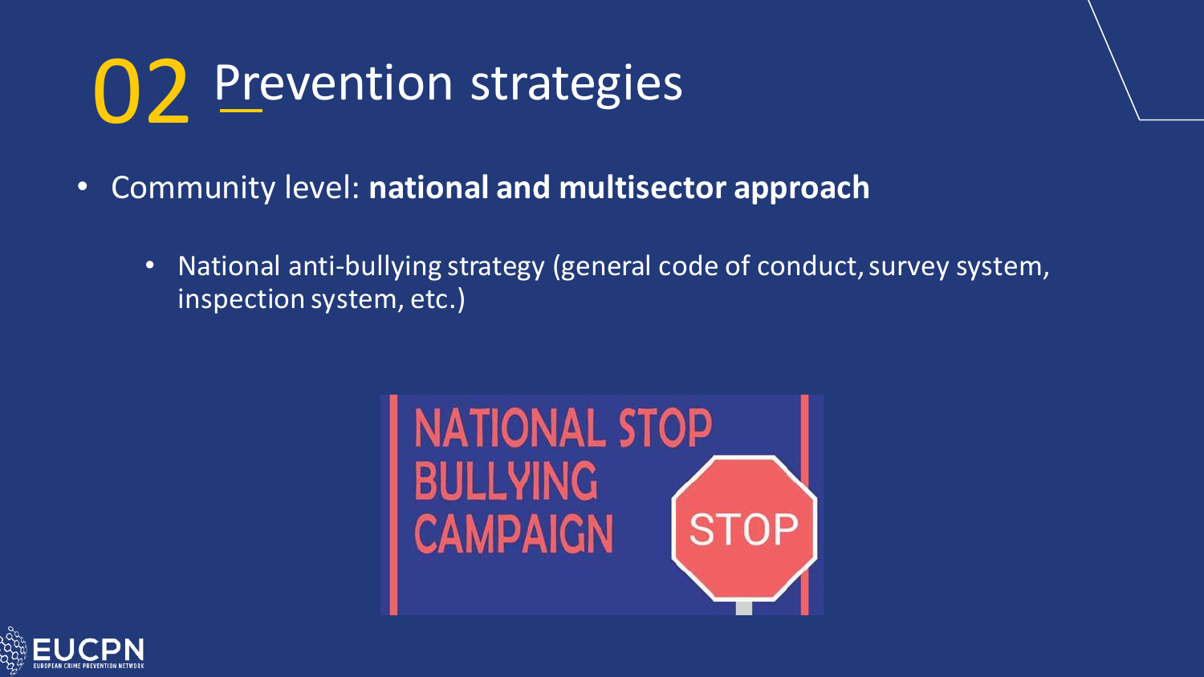# 02 Prevention strategies

- Community level: **national and multisector approach**
  - National anti-bullying strategy (general code of conduct, survey system, inspection system, etc.)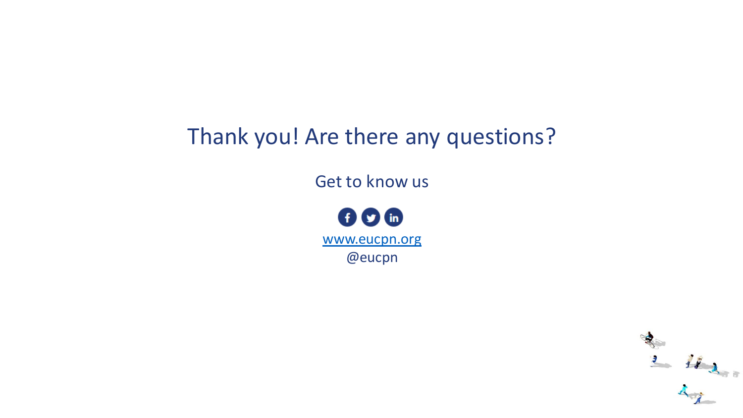# Thank you! Are there any questions?

Get to know us

www.eucpn.org

@eucpn